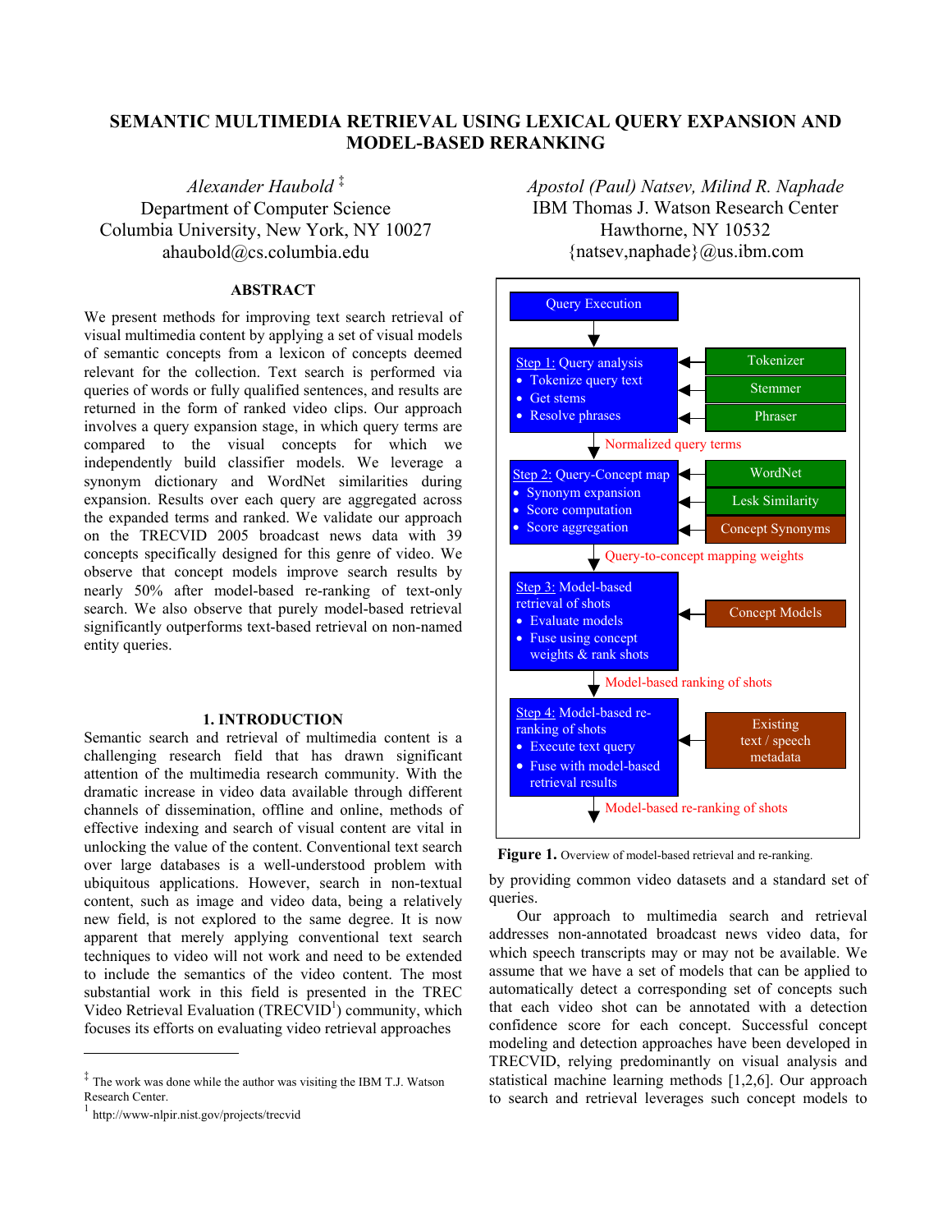# SEMANTIC MULTIMEDIA RETRIEVAL USING LEXICAL QUERY EXPANSION AND MODEL-BASED RERANKING

*Alexander Haubold* [‡]
Department of Computer Science
Columbia University, New York, NY 10027
ahaubold@cs.columbia.edu

*Apostol (Paul) Natsev, Milind R. Naphade*
IBM Thomas J. Watson Research Center
Hawthorne, NY 10532
{natsev,naphade}@us.ibm.com

## ABSTRACT

We present methods for improving text search retrieval of visual multimedia content by applying a set of visual models of semantic concepts from a lexicon of concepts deemed relevant for the collection. Text search is performed via queries of words or fully qualified sentences, and results are returned in the form of ranked video clips. Our approach involves a query expansion stage, in which query terms are compared to the visual concepts for which we independently build classifier models. We leverage a synonym dictionary and WordNet similarities during expansion. Results over each query are aggregated across the expanded terms and ranked. We validate our approach on the TRECVID 2005 broadcast news data with 39 concepts specifically designed for this genre of video. We observe that concept models improve search results by nearly 50% after model-based re-ranking of text-only search. We also observe that purely model-based retrieval significantly outperforms text-based retrieval on non-named entity queries.

## 1. INTRODUCTION

Semantic search and retrieval of multimedia content is a challenging research field that has drawn significant attention of the multimedia research community. With the dramatic increase in video data available through different channels of dissemination, offline and online, methods of effective indexing and search of visual content are vital in unlocking the value of the content. Conventional text search over large databases is a well-understood problem with ubiquitous applications. However, search in non-textual content, such as image and video data, being a relatively new field, is not explored to the same degree. It is now apparent that merely applying conventional text search techniques to video will not work and need to be extended to include the semantics of the video content. The most substantial work in this field is presented in the TREC Video Retrieval Evaluation (TRECVID[1]) community, which focuses its efforts on evaluating video retrieval approaches by providing common video datasets and a standard set of queries.

Query Execution

**Step 1:** Query analysis
- Tokenize query text
- Get stems
- Resolve phrases

(Tokenizer, Stemmer, Phraser)

Normalized query terms

**Step 2:** Query-Concept map
- Synonym expansion
- Score computation
- Score aggregation

(WordNet, Lesk Similarity, Concept Synonyms)

Query-to-concept mapping weights

**Step 3:** Model-based retrieval of shots
- Evaluate models
- Fuse using concept weights & rank shots

(Concept Models)

Model-based ranking of shots

**Step 4:** Model-based re-ranking of shots
- Execute text query
- Fuse with model-based retrieval results

(Existing text / speech metadata)

Model-based re-ranking of shots

**Figure 1.** Overview of model-based retrieval and re-ranking.

Our approach to multimedia search and retrieval addresses non-annotated broadcast news video data, for which speech transcripts may or may not be available. We assume that we have a set of models that can be applied to automatically detect a corresponding set of concepts such that each video shot can be annotated with a detection confidence score for each concept. Successful concept modeling and detection approaches have been developed in TRECVID, relying predominantly on visual analysis and statistical machine learning methods [1,2,6]. Our approach to search and retrieval leverages such concept models to

---

[‡] The work was done while the author was visiting the IBM T.J. Watson Research Center.

[1] http://www-nlpir.nist.gov/projects/trecvid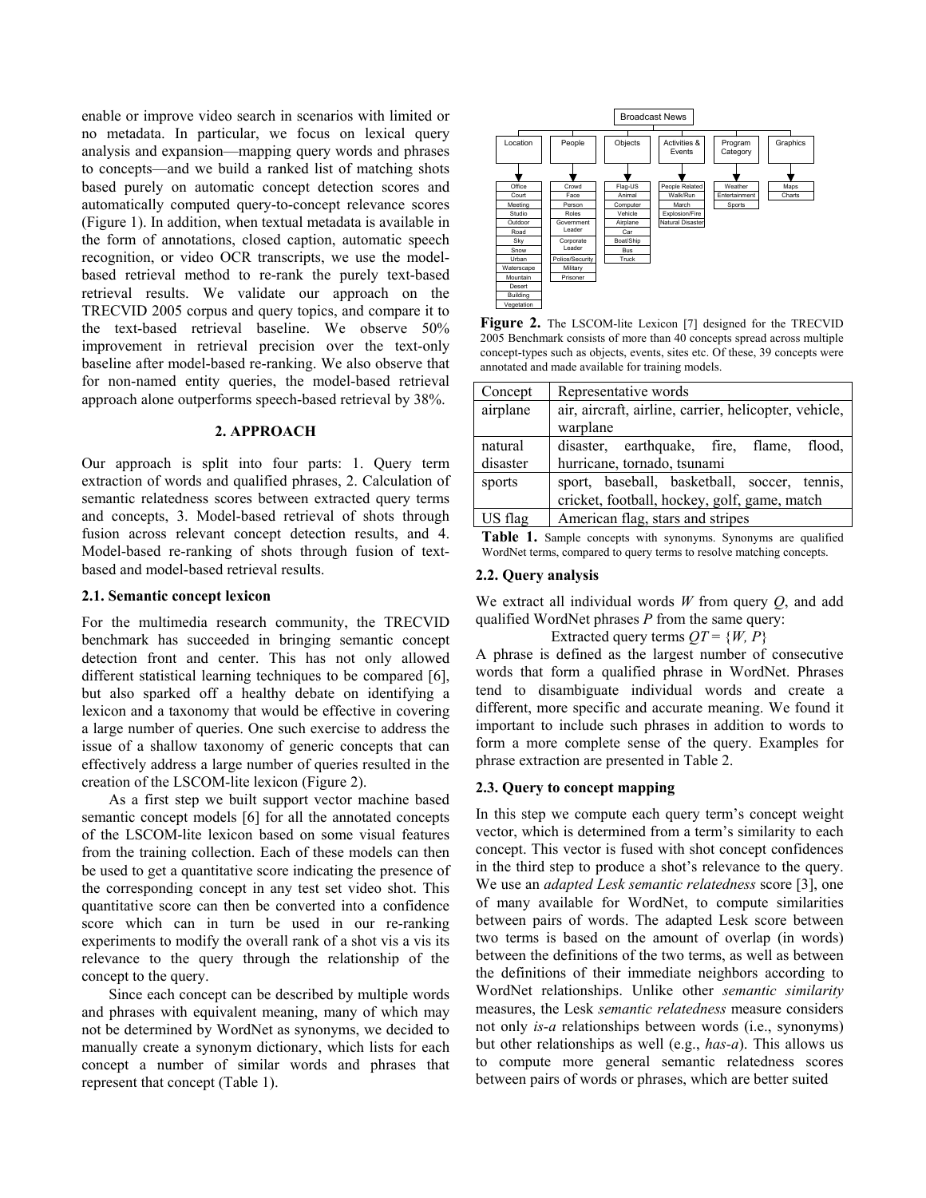enable or improve video search in scenarios with limited or no metadata. In particular, we focus on lexical query analysis and expansion—mapping query words and phrases to concepts—and we build a ranked list of matching shots based purely on automatic concept detection scores and automatically computed query-to-concept relevance scores (Figure 1). In addition, when textual metadata is available in the form of annotations, closed caption, automatic speech recognition, or video OCR transcripts, we use the model-based retrieval method to re-rank the purely text-based retrieval results. We validate our approach on the TRECVID 2005 corpus and query topics, and compare it to the text-based retrieval baseline. We observe 50% improvement in retrieval precision over the text-only baseline after model-based re-ranking. We also observe that for non-named entity queries, the model-based retrieval approach alone outperforms speech-based retrieval by 38%.

## 2. APPROACH

Our approach is split into four parts: 1. Query term extraction of words and qualified phrases, 2. Calculation of semantic relatedness scores between extracted query terms and concepts, 3. Model-based retrieval of shots through fusion across relevant concept detection results, and 4. Model-based re-ranking of shots through fusion of text-based and model-based retrieval results.

### 2.1. Semantic concept lexicon

For the multimedia research community, the TRECVID benchmark has succeeded in bringing semantic concept detection front and center. This has not only allowed different statistical learning techniques to be compared [6], but also sparked off a healthy debate on identifying a lexicon and a taxonomy that would be effective in covering a large number of queries. One such exercise to address the issue of a shallow taxonomy of generic concepts that can effectively address a large number of queries resulted in the creation of the LSCOM-lite lexicon (Figure 2).

As a first step we built support vector machine based semantic concept models [6] for all the annotated concepts of the LSCOM-lite lexicon based on some visual features from the training collection. Each of these models can then be used to get a quantitative score indicating the presence of the corresponding concept in any test set video shot. This quantitative score can then be converted into a confidence score which can in turn be used in our re-ranking experiments to modify the overall rank of a shot vis a vis its relevance to the query through the relationship of the concept to the query.

Since each concept can be described by multiple words and phrases with equivalent meaning, many of which may not be determined by WordNet as synonyms, we decided to manually create a synonym dictionary, which lists for each concept a number of similar words and phrases that represent that concept (Table 1).

Broadcast News

| Location | People | Objects | Activities & Events | Program Category | Graphics |
|---|---|---|---|---|---|
| Office | Crowd | Flag-US | People Related | Weather | Maps |
| Court | Face | Animal | Walk/Run | Entertainment | Charts |
| Meeting | Person | Computer | March | Sports | |
| Studio | Roles | Vehicle | Explosion/Fire | | |
| Outdoor | Government Leader | Airplane | Natural Disaster | | |
| Road | Corporate Leader | Car | | | |
| Sky | Police/Security | Boat/Ship | | | |
| Snow | Military | Bus | | | |
| Urban | Prisoner | Truck | | | |
| Waterscape | | | | | |
| Mountain | | | | | |
| Desert | | | | | |
| Building | | | | | |
| Vegetation | | | | | |

**Figure 2.** The LSCOM-lite Lexicon [7] designed for the TRECVID 2005 Benchmark consists of more than 40 concepts spread across multiple concept-types such as objects, events, sites etc. Of these, 39 concepts were annotated and made available for training models.

| Concept | Representative words |
|---|---|
| airplane | air, aircraft, airline, carrier, helicopter, vehicle, warplane |
| natural disaster | disaster, earthquake, fire, flame, flood, hurricane, tornado, tsunami |
| sports | sport, baseball, basketball, soccer, tennis, cricket, football, hockey, golf, game, match |
| US flag | American flag, stars and stripes |

**Table 1.** Sample concepts with synonyms. Synonyms are qualified WordNet terms, compared to query terms to resolve matching concepts.

### 2.2. Query analysis

We extract all individual words $W$ from query $Q$, and add qualified WordNet phrases $P$ from the same query:

Extracted query terms $QT = \{W, P\}$

A phrase is defined as the largest number of consecutive words that form a qualified phrase in WordNet. Phrases tend to disambiguate individual words and create a different, more specific and accurate meaning. We found it important to include such phrases in addition to words to form a more complete sense of the query. Examples for phrase extraction are presented in Table 2.

### 2.3. Query to concept mapping

In this step we compute each query term's concept weight vector, which is determined from a term's similarity to each concept. This vector is fused with shot concept confidences in the third step to produce a shot's relevance to the query. We use an *adapted Lesk semantic relatedness* score [3], one of many available for WordNet, to compute similarities between pairs of words. The adapted Lesk score between two terms is based on the amount of overlap (in words) between the definitions of the two terms, as well as between the definitions of their immediate neighbors according to WordNet relationships. Unlike other *semantic similarity* measures, the Lesk *semantic relatedness* measure considers not only *is-a* relationships between words (i.e., synonyms) but other relationships as well (e.g., *has-a*). This allows us to compute more general semantic relatedness scores between pairs of words or phrases, which are better suited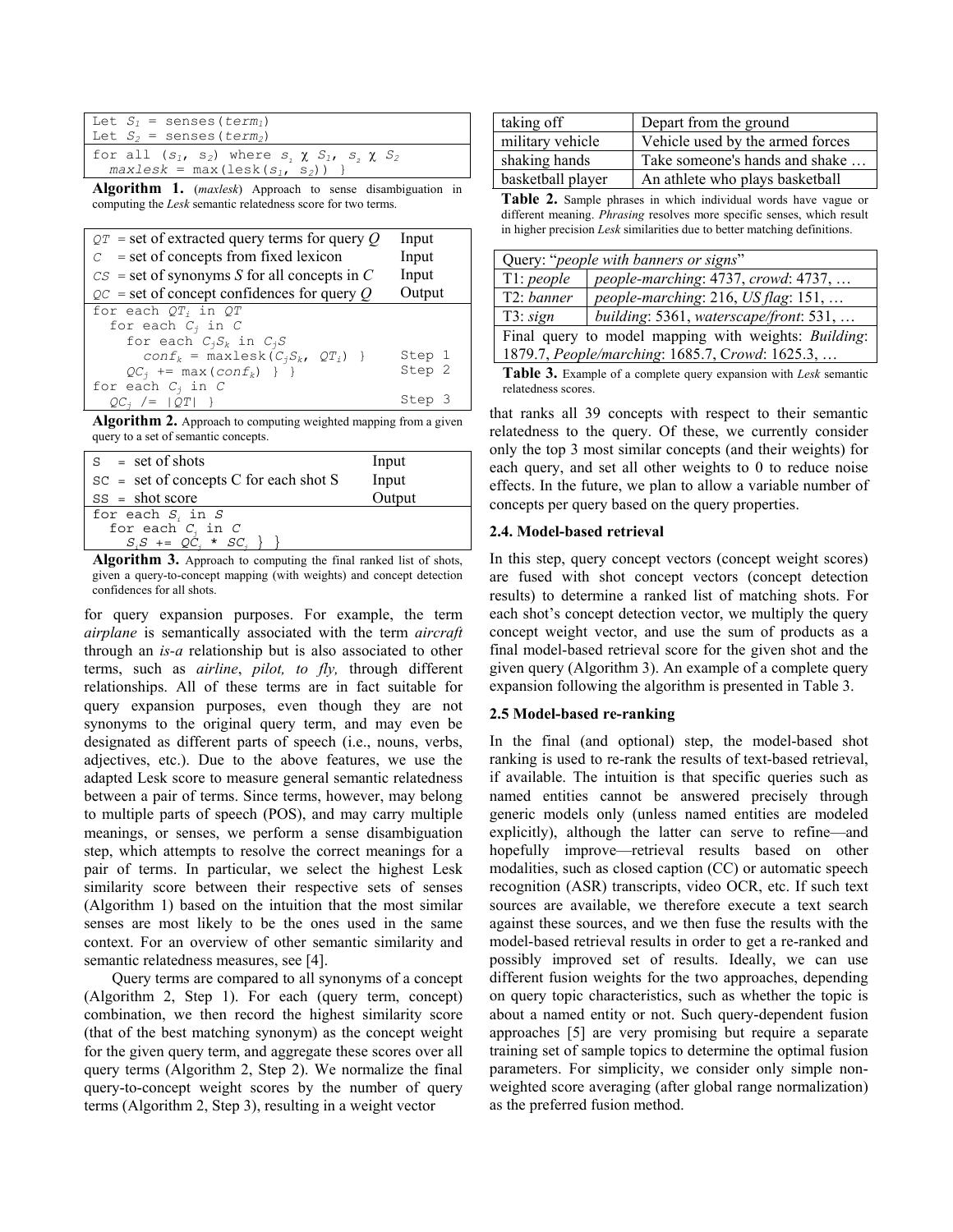```
Let S1 = senses(term1)
Let S2 = senses(term2)
for all (s1, s2) where s1 χ S1, s2 χ S2
  maxlesk = max(lesk(s1, s2)) }
```

**Algorithm 1.** (*maxlesk*) Approach to sense disambiguation in computing the *Lesk* semantic relatedness score for two terms.

```
QT = set of extracted query terms for query Q     Input
C  = set of concepts from fixed lexicon            Input
CS = set of synonyms S for all concepts in C       Input
QC = set of concept confidences for query Q        Output
for each QTi in QT
  for each Cj in C
    for each CjSk in CjS
      confk = maxlesk(CjSk, QTi) }                 Step 1
    QCj += max(confk) } }                          Step 2
for each Cj in C
  QCj /= |QT| }                                    Step 3
```

**Algorithm 2.** Approach to computing weighted mapping from a given query to a set of semantic concepts.

```
S  = set of shots                         Input
SC = set of concepts C for each shot S    Input
SS = shot score                           Output
for each Si in S
  for each Cj in C
    SiS += QCj * SCj } }
```

**Algorithm 3.** Approach to computing the final ranked list of shots, given a query-to-concept mapping (with weights) and concept detection confidences for all shots.

for query expansion purposes. For example, the term *airplane* is semantically associated with the term *aircraft* through an *is-a* relationship but is also associated to other terms, such as *airline*, *pilot, to fly,* through different relationships. All of these terms are in fact suitable for query expansion purposes, even though they are not synonyms to the original query term, and may even be designated as different parts of speech (i.e., nouns, verbs, adjectives, etc.). Due to the above features, we use the adapted Lesk score to measure general semantic relatedness between a pair of terms. Since terms, however, may belong to multiple parts of speech (POS), and may carry multiple meanings, or senses, we perform a sense disambiguation step, which attempts to resolve the correct meanings for a pair of terms. In particular, we select the highest Lesk similarity score between their respective sets of senses (Algorithm 1) based on the intuition that the most similar senses are most likely to be the ones used in the same context. For an overview of other semantic similarity and semantic relatedness measures, see [4].

Query terms are compared to all synonyms of a concept (Algorithm 2, Step 1). For each (query term, concept) combination, we then record the highest similarity score (that of the best matching synonym) as the concept weight for the given query term, and aggregate these scores over all query terms (Algorithm 2, Step 2). We normalize the final query-to-concept weight scores by the number of query terms (Algorithm 2, Step 3), resulting in a weight vector that ranks all 39 concepts with respect to their semantic relatedness to the query. Of these, we currently consider only the top 3 most similar concepts (and their weights) for each query, and set all other weights to 0 to reduce noise effects. In the future, we plan to allow a variable number of concepts per query based on the query properties.

| taking off | Depart from the ground |
|---|---|
| military vehicle | Vehicle used by the armed forces |
| shaking hands | Take someone's hands and shake … |
| basketball player | An athlete who plays basketball |

**Table 2.** Sample phrases in which individual words have vague or different meaning. *Phrasing* resolves more specific senses, which result in higher precision *Lesk* similarities due to better matching definitions.

| Query: "*people with banners or signs*" | |
|---|---|
| T1: *people* | *people-marching*: 4737, *crowd*: 4737, … |
| T2: *banner* | *people-marching*: 216, *US flag*: 151, … |
| T3: *sign* | *building*: 5361, *waterscape/front*: 531, … |
| Final query to model mapping with weights: *Building*: 1879.7, *People/marching*: 1685.7, C*rowd*: 1625.3, … | |

**Table 3.** Example of a complete query expansion with *Lesk* semantic relatedness scores.

### 2.4. Model-based retrieval

In this step, query concept vectors (concept weight scores) are fused with shot concept vectors (concept detection results) to determine a ranked list of matching shots. For each shot's concept detection vector, we multiply the query concept weight vector, and use the sum of products as a final model-based retrieval score for the given shot and the given query (Algorithm 3). An example of a complete query expansion following the algorithm is presented in Table 3.

### 2.5 Model-based re-ranking

In the final (and optional) step, the model-based shot ranking is used to re-rank the results of text-based retrieval, if available. The intuition is that specific queries such as named entities cannot be answered precisely through generic models only (unless named entities are modeled explicitly), although the latter can serve to refine—and hopefully improve—retrieval results based on other modalities, such as closed caption (CC) or automatic speech recognition (ASR) transcripts, video OCR, etc. If such text sources are available, we therefore execute a text search against these sources, and we then fuse the results with the model-based retrieval results in order to get a re-ranked and possibly improved set of results. Ideally, we can use different fusion weights for the two approaches, depending on query topic characteristics, such as whether the topic is about a named entity or not. Such query-dependent fusion approaches [5] are very promising but require a separate training set of sample topics to determine the optimal fusion parameters. For simplicity, we consider only simple non-weighted score averaging (after global range normalization) as the preferred fusion method.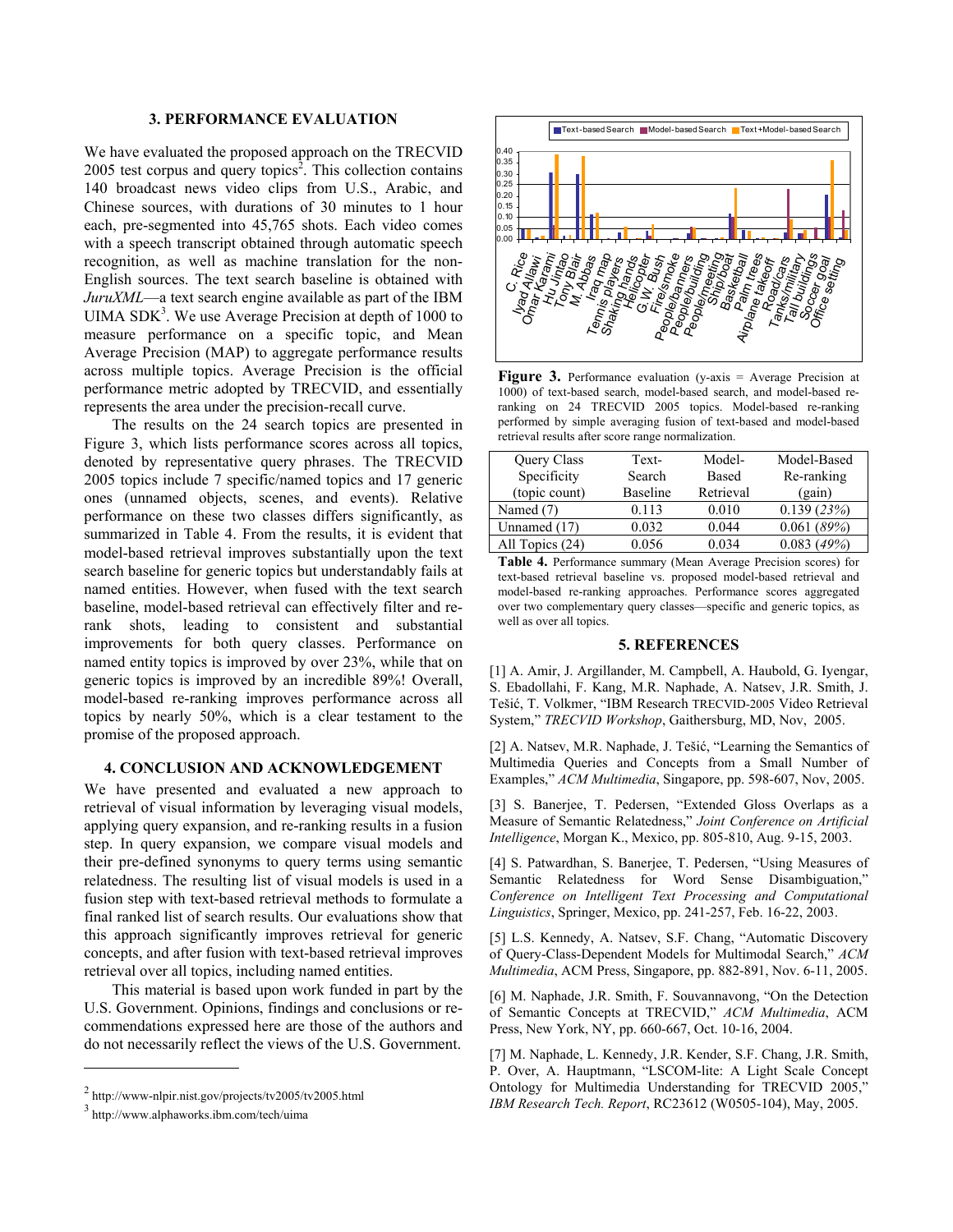### 3. PERFORMANCE EVALUATION

We have evaluated the proposed approach on the TRECVID 2005 test corpus and query topics[2]. This collection contains 140 broadcast news video clips from U.S., Arabic, and Chinese sources, with durations of 30 minutes to 1 hour each, pre-segmented into 45,765 shots. Each video comes with a speech transcript obtained through automatic speech recognition, as well as machine translation for the non-English sources. The text search baseline is obtained with *JuruXML*—a text search engine available as part of the IBM UIMA SDK[3]. We use Average Precision at depth of 1000 to measure performance on a specific topic, and Mean Average Precision (MAP) to aggregate performance results across multiple topics. Average Precision is the official performance metric adopted by TRECVID, and essentially represents the area under the precision-recall curve.

The results on the 24 search topics are presented in Figure 3, which lists performance scores across all topics, denoted by representative query phrases. The TRECVID 2005 topics include 7 specific/named topics and 17 generic ones (unnamed objects, scenes, and events). Relative performance on these two classes differs significantly, as summarized in Table 4. From the results, it is evident that model-based retrieval improves substantially upon the text search baseline for generic topics but understandably fails at named entities. However, when fused with the text search baseline, model-based retrieval can effectively filter and re-rank shots, leading to consistent and substantial improvements for both query classes. Performance on named entity topics is improved by over 23%, while that on generic topics is improved by an incredible 89%! Overall, model-based re-ranking improves performance across all topics by nearly 50%, which is a clear testament to the promise of the proposed approach.

### 4. CONCLUSION AND ACKNOWLEDGEMENT

We have presented and evaluated a new approach to retrieval of visual information by leveraging visual models, applying query expansion, and re-ranking results in a fusion step. In query expansion, we compare visual models and their pre-defined synonyms to query terms using semantic relatedness. The resulting list of visual models is used in a fusion step with text-based retrieval methods to formulate a final ranked list of search results. Our evaluations show that this approach significantly improves retrieval for generic concepts, and after fusion with text-based retrieval improves retrieval over all topics, including named entities.

This material is based upon work funded in part by the U.S. Government. Opinions, findings and conclusions or recommendations expressed here are those of the authors and do not necessarily reflect the views of the U.S. Government.

Text-based Search
Model-based Search
Text+Model-based Search

0.40
0.35
0.30
0.25
0.20
0.15
0.10
0.05
0.00

C. Rice, Iyad Allawi, Omar Karami, Hu Jintao, Tony Blair, M. Abbas, Iraq map, Tennis players, Shaking hands, Helicopter, G.W. Bush, Fire/smoke, People/banners, People/building, People/meeting, Ship/boat, Basketball, Palm trees, Airplane takeoff, Road/cars, Tanks/military, Tall buildings, Soccer goal, Office setting

**Figure 3.** Performance evaluation (y-axis = Average Precision at 1000) of text-based search, model-based search, and model-based re-ranking on 24 TRECVID 2005 topics. Model-based re-ranking performed by simple averaging fusion of text-based and model-based retrieval results after score range normalization.

| Query Class Specificity (topic count) | Text-Search Baseline | Model-Based Retrieval | Model-Based Re-ranking (gain) |
|---|---|---|---|
| Named (7) | 0.113 | 0.010 | 0.139 (*23%*) |
| Unnamed (17) | 0.032 | 0.044 | 0.061 (*89%*) |
| All Topics (24) | 0.056 | 0.034 | 0.083 (*49%*) |

**Table 4.** Performance summary (Mean Average Precision scores) for text-based retrieval baseline vs. proposed model-based retrieval and model-based re-ranking approaches. Performance scores aggregated over two complementary query classes—specific and generic topics, as well as over all topics.

### 5. REFERENCES

[1] A. Amir, J. Argillander, M. Campbell, A. Haubold, G. Iyengar, S. Ebadollahi, F. Kang, M.R. Naphade, A. Natsev, J.R. Smith, J. Tešić, T. Volkmer, "IBM Research TRECVID-2005 Video Retrieval System," *TRECVID Workshop*, Gaithersburg, MD, Nov, 2005.

[2] A. Natsev, M.R. Naphade, J. Tešić, "Learning the Semantics of Multimedia Queries and Concepts from a Small Number of Examples," *ACM Multimedia*, Singapore, pp. 598-607, Nov, 2005.

[3] S. Banerjee, T. Pedersen, "Extended Gloss Overlaps as a Measure of Semantic Relatedness," *Joint Conference on Artificial Intelligence*, Morgan K., Mexico, pp. 805-810, Aug. 9-15, 2003.

[4] S. Patwardhan, S. Banerjee, T. Pedersen, "Using Measures of Semantic Relatedness for Word Sense Disambiguation," *Conference on Intelligent Text Processing and Computational Linguistics*, Springer, Mexico, pp. 241-257, Feb. 16-22, 2003.

[5] L.S. Kennedy, A. Natsev, S.F. Chang, "Automatic Discovery of Query-Class-Dependent Models for Multimodal Search," *ACM Multimedia*, ACM Press, Singapore, pp. 882-891, Nov. 6-11, 2005.

[6] M. Naphade, J.R. Smith, F. Souvannavong, "On the Detection of Semantic Concepts at TRECVID," *ACM Multimedia*, ACM Press, New York, NY, pp. 660-667, Oct. 10-16, 2004.

[7] M. Naphade, L. Kennedy, J.R. Kender, S.F. Chang, J.R. Smith, P. Over, A. Hauptmann, "LSCOM-lite: A Light Scale Concept Ontology for Multimedia Understanding for TRECVID 2005," *IBM Research Tech. Report*, RC23612 (W0505-104), May, 2005.

---

[2] http://www-nlpir.nist.gov/projects/tv2005/tv2005.html

[3] http://www.alphaworks.ibm.com/tech/uima